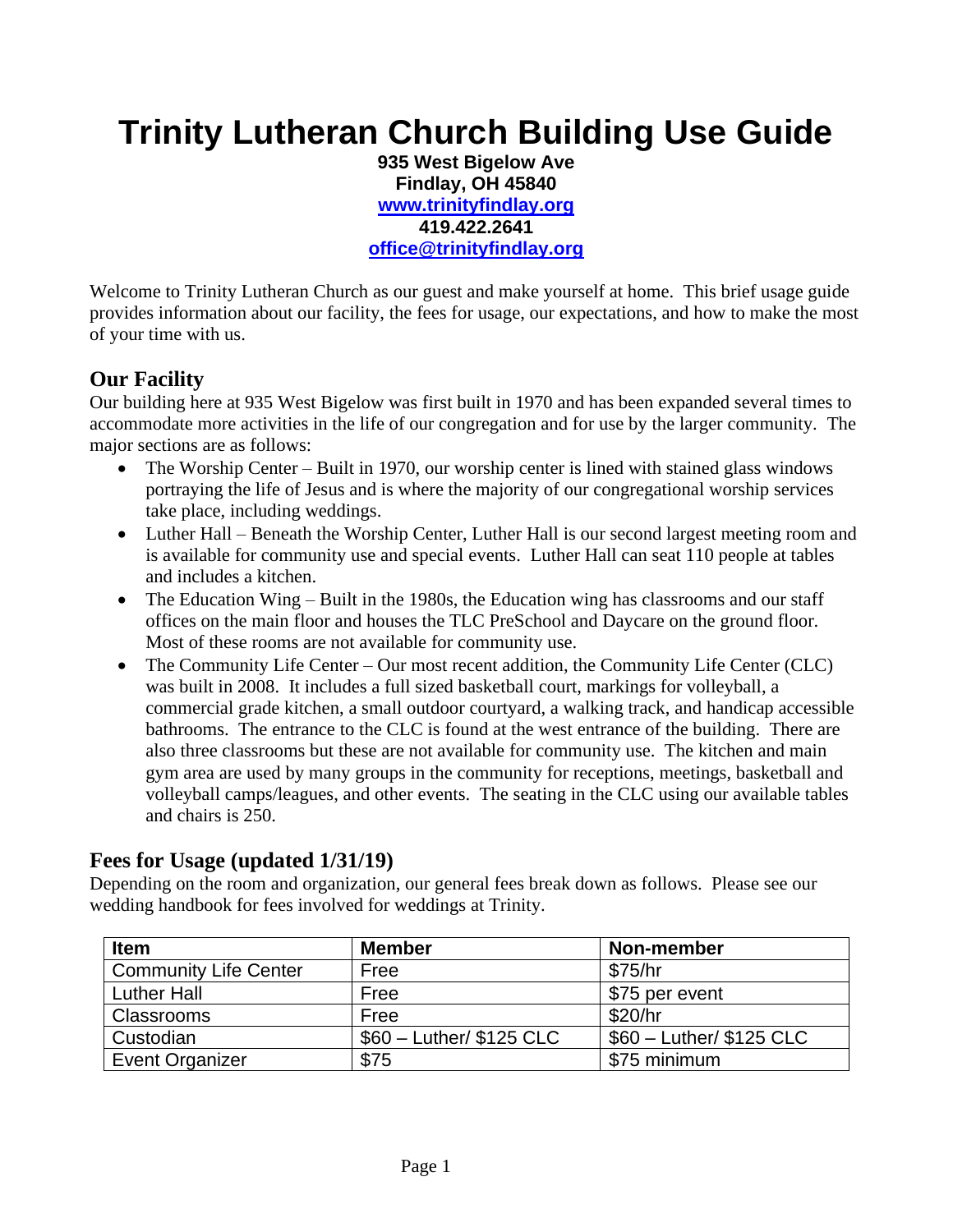# Trinity Lutheran Church Building Use Guide

**935 West Bigelow Ave**
**Findlay, OH 45840**
**[www.trinityfindlay.org](http://www.trinityfindlay.org)**
**419.422.2641**
**[office@trinityfindlay.org](mailto:office@trinityfindlay.org)**

Welcome to Trinity Lutheran Church as our guest and make yourself at home. This brief usage guide provides information about our facility, the fees for usage, our expectations, and how to make the most of your time with us.

## Our Facility

Our building here at 935 West Bigelow was first built in 1970 and has been expanded several times to accommodate more activities in the life of our congregation and for use by the larger community. The major sections are as follows:

- The Worship Center – Built in 1970, our worship center is lined with stained glass windows portraying the life of Jesus and is where the majority of our congregational worship services take place, including weddings.
- Luther Hall – Beneath the Worship Center, Luther Hall is our second largest meeting room and is available for community use and special events. Luther Hall can seat 110 people at tables and includes a kitchen.
- The Education Wing – Built in the 1980s, the Education wing has classrooms and our staff offices on the main floor and houses the TLC PreSchool and Daycare on the ground floor. Most of these rooms are not available for community use.
- The Community Life Center – Our most recent addition, the Community Life Center (CLC) was built in 2008. It includes a full sized basketball court, markings for volleyball, a commercial grade kitchen, a small outdoor courtyard, a walking track, and handicap accessible bathrooms. The entrance to the CLC is found at the west entrance of the building. There are also three classrooms but these are not available for community use. The kitchen and main gym area are used by many groups in the community for receptions, meetings, basketball and volleyball camps/leagues, and other events. The seating in the CLC using our available tables and chairs is 250.

## Fees for Usage (updated 1/31/19)

Depending on the room and organization, our general fees break down as follows. Please see our wedding handbook for fees involved for weddings at Trinity.

| Item | Member | Non-member |
|---|---|---|
| Community Life Center | Free | $75/hr |
| Luther Hall | Free | $75 per event |
| Classrooms | Free | $20/hr |
| Custodian | $60 – Luther/ $125 CLC | $60 – Luther/ $125 CLC |
| Event Organizer | $75 | $75 minimum |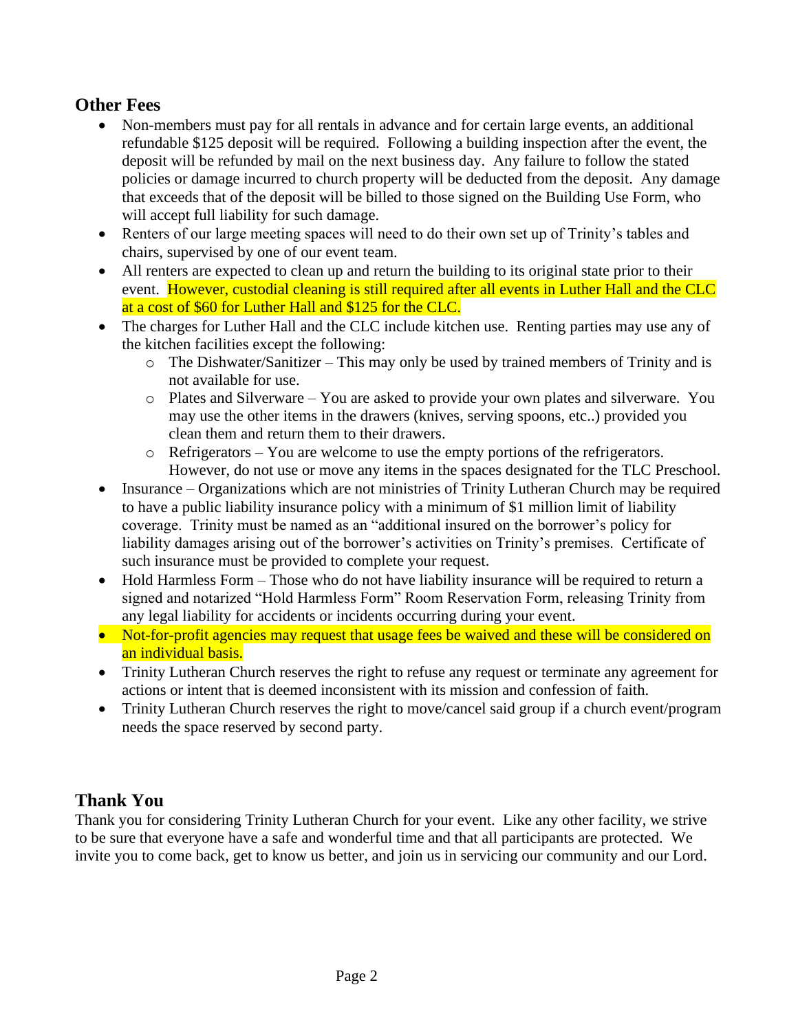## Other Fees

- Non-members must pay for all rentals in advance and for certain large events, an additional refundable $125 deposit will be required. Following a building inspection after the event, the deposit will be refunded by mail on the next business day. Any failure to follow the stated policies or damage incurred to church property will be deducted from the deposit. Any damage that exceeds that of the deposit will be billed to those signed on the Building Use Form, who will accept full liability for such damage.
- Renters of our large meeting spaces will need to do their own set up of Trinity's tables and chairs, supervised by one of our event team.
- All renters are expected to clean up and return the building to its original state prior to their event. However, custodial cleaning is still required after all events in Luther Hall and the CLC at a cost of $60 for Luther Hall and $125 for the CLC.
- The charges for Luther Hall and the CLC include kitchen use. Renting parties may use any of the kitchen facilities except the following:
  - The Dishwater/Sanitizer – This may only be used by trained members of Trinity and is not available for use.
  - Plates and Silverware – You are asked to provide your own plates and silverware. You may use the other items in the drawers (knives, serving spoons, etc..) provided you clean them and return them to their drawers.
  - Refrigerators – You are welcome to use the empty portions of the refrigerators. However, do not use or move any items in the spaces designated for the TLC Preschool.
- Insurance – Organizations which are not ministries of Trinity Lutheran Church may be required to have a public liability insurance policy with a minimum of $1 million limit of liability coverage. Trinity must be named as an "additional insured on the borrower's policy for liability damages arising out of the borrower's activities on Trinity's premises. Certificate of such insurance must be provided to complete your request.
- Hold Harmless Form – Those who do not have liability insurance will be required to return a signed and notarized "Hold Harmless Form" Room Reservation Form, releasing Trinity from any legal liability for accidents or incidents occurring during your event.
- Not-for-profit agencies may request that usage fees be waived and these will be considered on an individual basis.
- Trinity Lutheran Church reserves the right to refuse any request or terminate any agreement for actions or intent that is deemed inconsistent with its mission and confession of faith.
- Trinity Lutheran Church reserves the right to move/cancel said group if a church event/program needs the space reserved by second party.

## Thank You

Thank you for considering Trinity Lutheran Church for your event. Like any other facility, we strive to be sure that everyone have a safe and wonderful time and that all participants are protected. We invite you to come back, get to know us better, and join us in servicing our community and our Lord.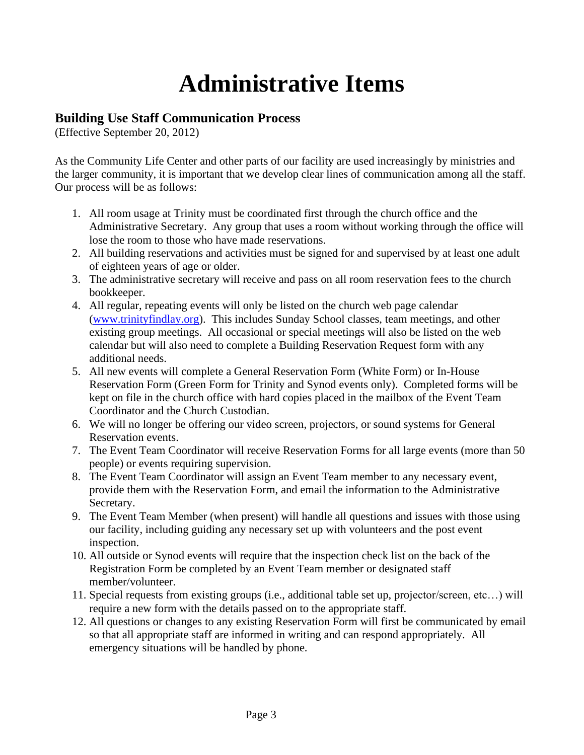# Administrative Items

## Building Use Staff Communication Process

(Effective September 20, 2012)

As the Community Life Center and other parts of our facility are used increasingly by ministries and the larger community, it is important that we develop clear lines of communication among all the staff. Our process will be as follows:

1. All room usage at Trinity must be coordinated first through the church office and the Administrative Secretary. Any group that uses a room without working through the office will lose the room to those who have made reservations.
2. All building reservations and activities must be signed for and supervised by at least one adult of eighteen years of age or older.
3. The administrative secretary will receive and pass on all room reservation fees to the church bookkeeper.
4. All regular, repeating events will only be listed on the church web page calendar ([www.trinityfindlay.org](http://www.trinityfindlay.org)). This includes Sunday School classes, team meetings, and other existing group meetings. All occasional or special meetings will also be listed on the web calendar but will also need to complete a Building Reservation Request form with any additional needs.
5. All new events will complete a General Reservation Form (White Form) or In-House Reservation Form (Green Form for Trinity and Synod events only). Completed forms will be kept on file in the church office with hard copies placed in the mailbox of the Event Team Coordinator and the Church Custodian.
6. We will no longer be offering our video screen, projectors, or sound systems for General Reservation events.
7. The Event Team Coordinator will receive Reservation Forms for all large events (more than 50 people) or events requiring supervision.
8. The Event Team Coordinator will assign an Event Team member to any necessary event, provide them with the Reservation Form, and email the information to the Administrative Secretary.
9. The Event Team Member (when present) will handle all questions and issues with those using our facility, including guiding any necessary set up with volunteers and the post event inspection.
10. All outside or Synod events will require that the inspection check list on the back of the Registration Form be completed by an Event Team member or designated staff member/volunteer.
11. Special requests from existing groups (i.e., additional table set up, projector/screen, etc…) will require a new form with the details passed on to the appropriate staff.
12. All questions or changes to any existing Reservation Form will first be communicated by email so that all appropriate staff are informed in writing and can respond appropriately. All emergency situations will be handled by phone.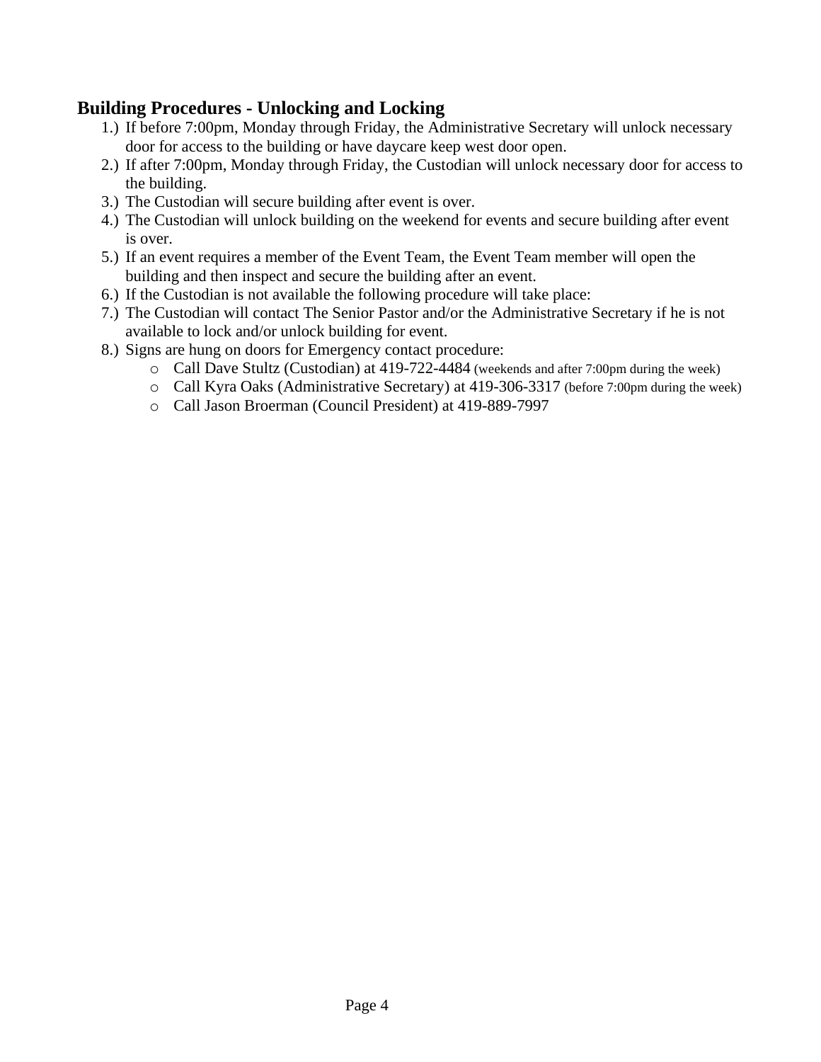## Building Procedures - Unlocking and Locking

1.) If before 7:00pm, Monday through Friday, the Administrative Secretary will unlock necessary door for access to the building or have daycare keep west door open.
2.) If after 7:00pm, Monday through Friday, the Custodian will unlock necessary door for access to the building.
3.) The Custodian will secure building after event is over.
4.) The Custodian will unlock building on the weekend for events and secure building after event is over.
5.) If an event requires a member of the Event Team, the Event Team member will open the building and then inspect and secure the building after an event.
6.) If the Custodian is not available the following procedure will take place:
7.) The Custodian will contact The Senior Pastor and/or the Administrative Secretary if he is not available to lock and/or unlock building for event.
8.) Signs are hung on doors for Emergency contact procedure:
    - Call Dave Stultz (Custodian) at 419-722-4484 (weekends and after 7:00pm during the week)
    - Call Kyra Oaks (Administrative Secretary) at 419-306-3317 (before 7:00pm during the week)
    - Call Jason Broerman (Council President) at 419-889-7997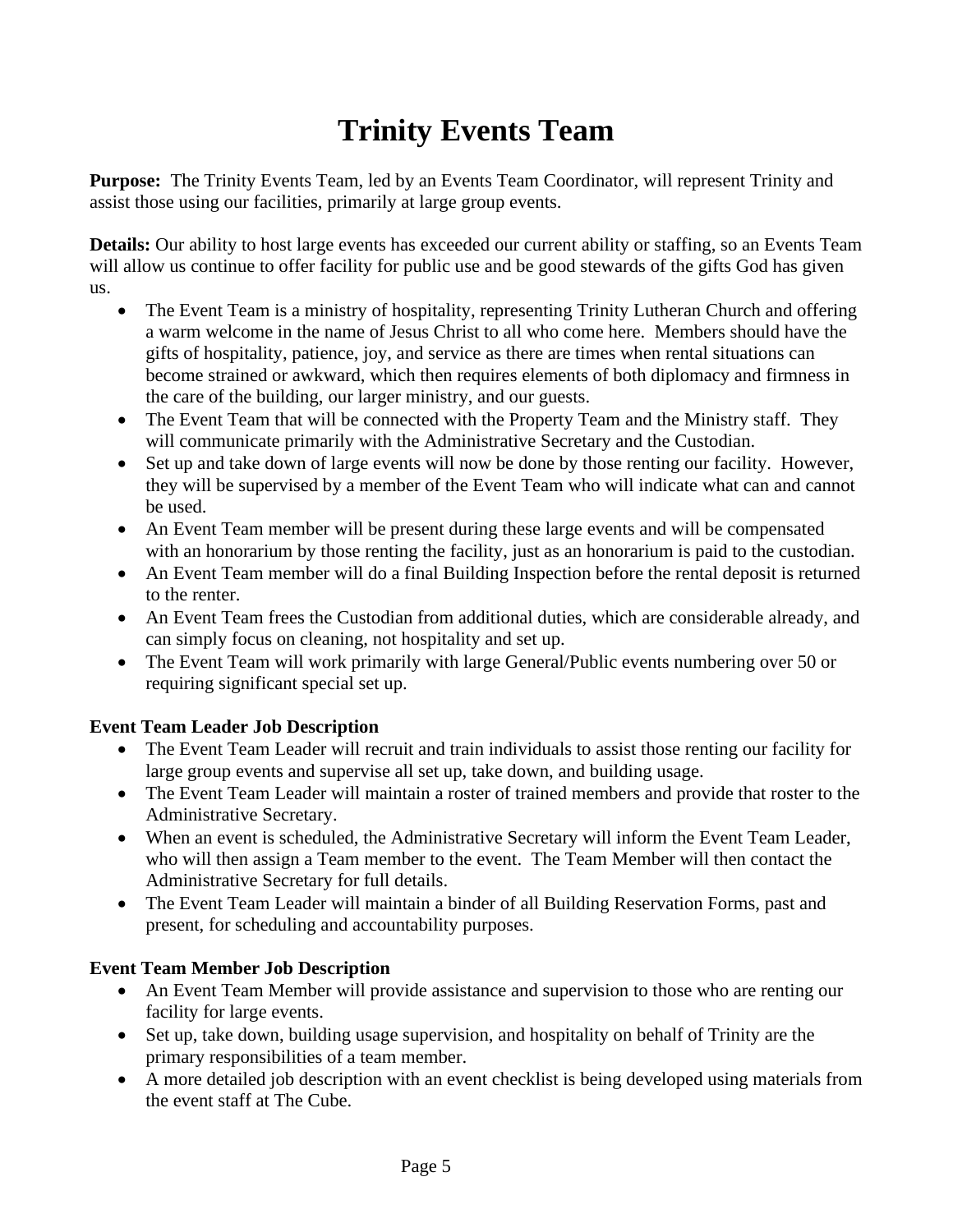# Trinity Events Team

**Purpose:** The Trinity Events Team, led by an Events Team Coordinator, will represent Trinity and assist those using our facilities, primarily at large group events.

**Details:** Our ability to host large events has exceeded our current ability or staffing, so an Events Team will allow us continue to offer facility for public use and be good stewards of the gifts God has given us.

- The Event Team is a ministry of hospitality, representing Trinity Lutheran Church and offering a warm welcome in the name of Jesus Christ to all who come here. Members should have the gifts of hospitality, patience, joy, and service as there are times when rental situations can become strained or awkward, which then requires elements of both diplomacy and firmness in the care of the building, our larger ministry, and our guests.
- The Event Team that will be connected with the Property Team and the Ministry staff. They will communicate primarily with the Administrative Secretary and the Custodian.
- Set up and take down of large events will now be done by those renting our facility. However, they will be supervised by a member of the Event Team who will indicate what can and cannot be used.
- An Event Team member will be present during these large events and will be compensated with an honorarium by those renting the facility, just as an honorarium is paid to the custodian.
- An Event Team member will do a final Building Inspection before the rental deposit is returned to the renter.
- An Event Team frees the Custodian from additional duties, which are considerable already, and can simply focus on cleaning, not hospitality and set up.
- The Event Team will work primarily with large General/Public events numbering over 50 or requiring significant special set up.

### Event Team Leader Job Description

- The Event Team Leader will recruit and train individuals to assist those renting our facility for large group events and supervise all set up, take down, and building usage.
- The Event Team Leader will maintain a roster of trained members and provide that roster to the Administrative Secretary.
- When an event is scheduled, the Administrative Secretary will inform the Event Team Leader, who will then assign a Team member to the event. The Team Member will then contact the Administrative Secretary for full details.
- The Event Team Leader will maintain a binder of all Building Reservation Forms, past and present, for scheduling and accountability purposes.

### Event Team Member Job Description

- An Event Team Member will provide assistance and supervision to those who are renting our facility for large events.
- Set up, take down, building usage supervision, and hospitality on behalf of Trinity are the primary responsibilities of a team member.
- A more detailed job description with an event checklist is being developed using materials from the event staff at The Cube.